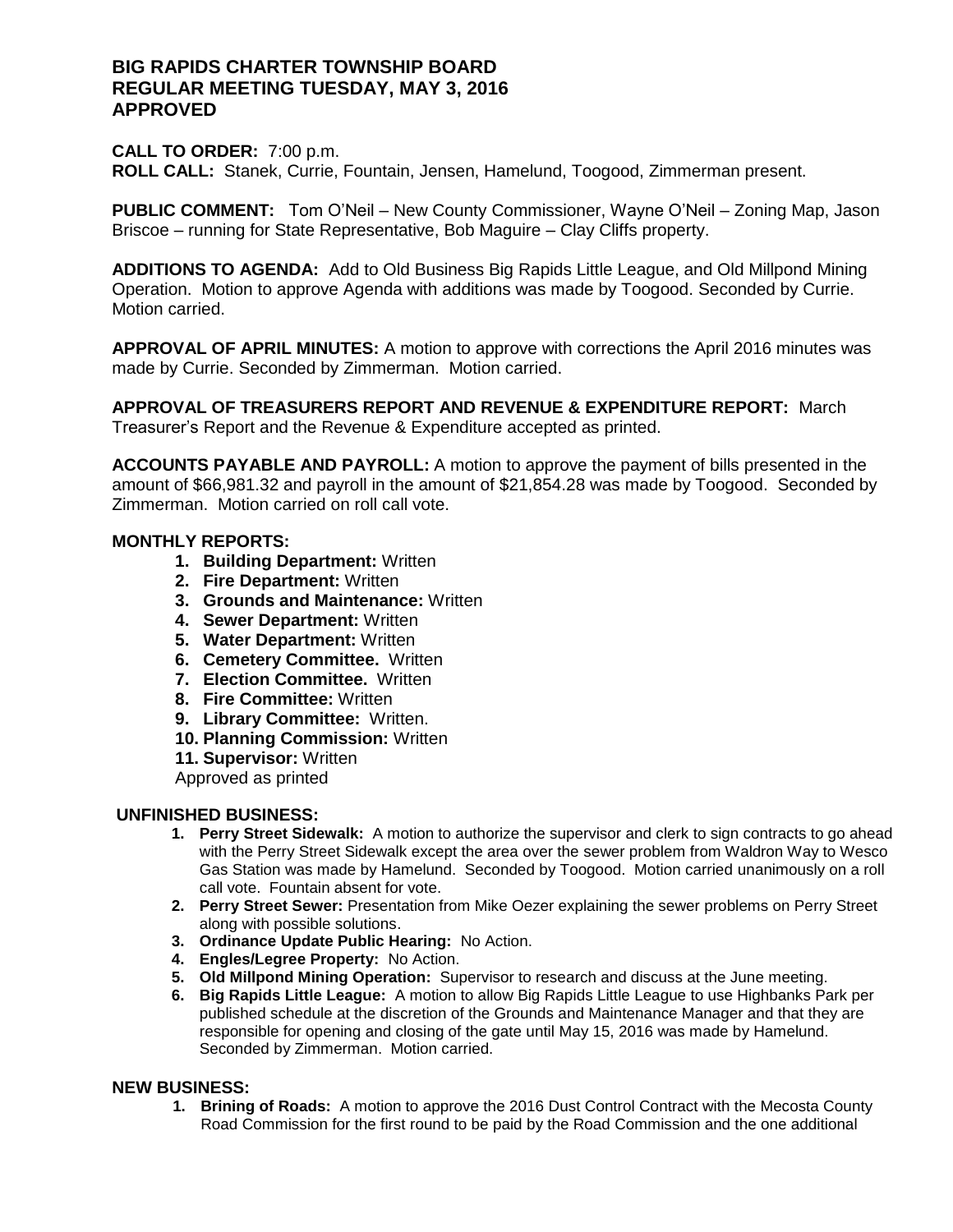# BIG RAPIDS CHARTER TOWNSHIP BOARD
# REGULAR MEETING TUESDAY, MAY 3, 2016
# APPROVED

**CALL TO ORDER:** 7:00 p.m.
**ROLL CALL:** Stanek, Currie, Fountain, Jensen, Hamelund, Toogood, Zimmerman present.

**PUBLIC COMMENT:** Tom O'Neil – New County Commissioner, Wayne O'Neil – Zoning Map, Jason Briscoe – running for State Representative, Bob Maguire – Clay Cliffs property.

**ADDITIONS TO AGENDA:** Add to Old Business Big Rapids Little League, and Old Millpond Mining Operation. Motion to approve Agenda with additions was made by Toogood. Seconded by Currie. Motion carried.

**APPROVAL OF APRIL MINUTES:** A motion to approve with corrections the April 2016 minutes was made by Currie. Seconded by Zimmerman. Motion carried.

**APPROVAL OF TREASURERS REPORT AND REVENUE & EXPENDITURE REPORT:** March Treasurer's Report and the Revenue & Expenditure accepted as printed.

**ACCOUNTS PAYABLE AND PAYROLL:** A motion to approve the payment of bills presented in the amount of $66,981.32 and payroll in the amount of $21,854.28 was made by Toogood. Seconded by Zimmerman. Motion carried on roll call vote.

**MONTHLY REPORTS:**

1. **Building Department:** Written
2. **Fire Department:** Written
3. **Grounds and Maintenance:** Written
4. **Sewer Department:** Written
5. **Water Department:** Written
6. **Cemetery Committee.** Written
7. **Election Committee.** Written
8. **Fire Committee:** Written
9. **Library Committee:** Written.
10. **Planning Commission:** Written
11. **Supervisor:** Written

Approved as printed

**UNFINISHED BUSINESS:**

1. **Perry Street Sidewalk:** A motion to authorize the supervisor and clerk to sign contracts to go ahead with the Perry Street Sidewalk except the area over the sewer problem from Waldron Way to Wesco Gas Station was made by Hamelund. Seconded by Toogood. Motion carried unanimously on a roll call vote. Fountain absent for vote.
2. **Perry Street Sewer:** Presentation from Mike Oezer explaining the sewer problems on Perry Street along with possible solutions.
3. **Ordinance Update Public Hearing:** No Action.
4. **Engles/Legree Property:** No Action.
5. **Old Millpond Mining Operation:** Supervisor to research and discuss at the June meeting.
6. **Big Rapids Little League:** A motion to allow Big Rapids Little League to use Highbanks Park per published schedule at the discretion of the Grounds and Maintenance Manager and that they are responsible for opening and closing of the gate until May 15, 2016 was made by Hamelund. Seconded by Zimmerman. Motion carried.

**NEW BUSINESS:**

1. **Brining of Roads:** A motion to approve the 2016 Dust Control Contract with the Mecosta County Road Commission for the first round to be paid by the Road Commission and the one additional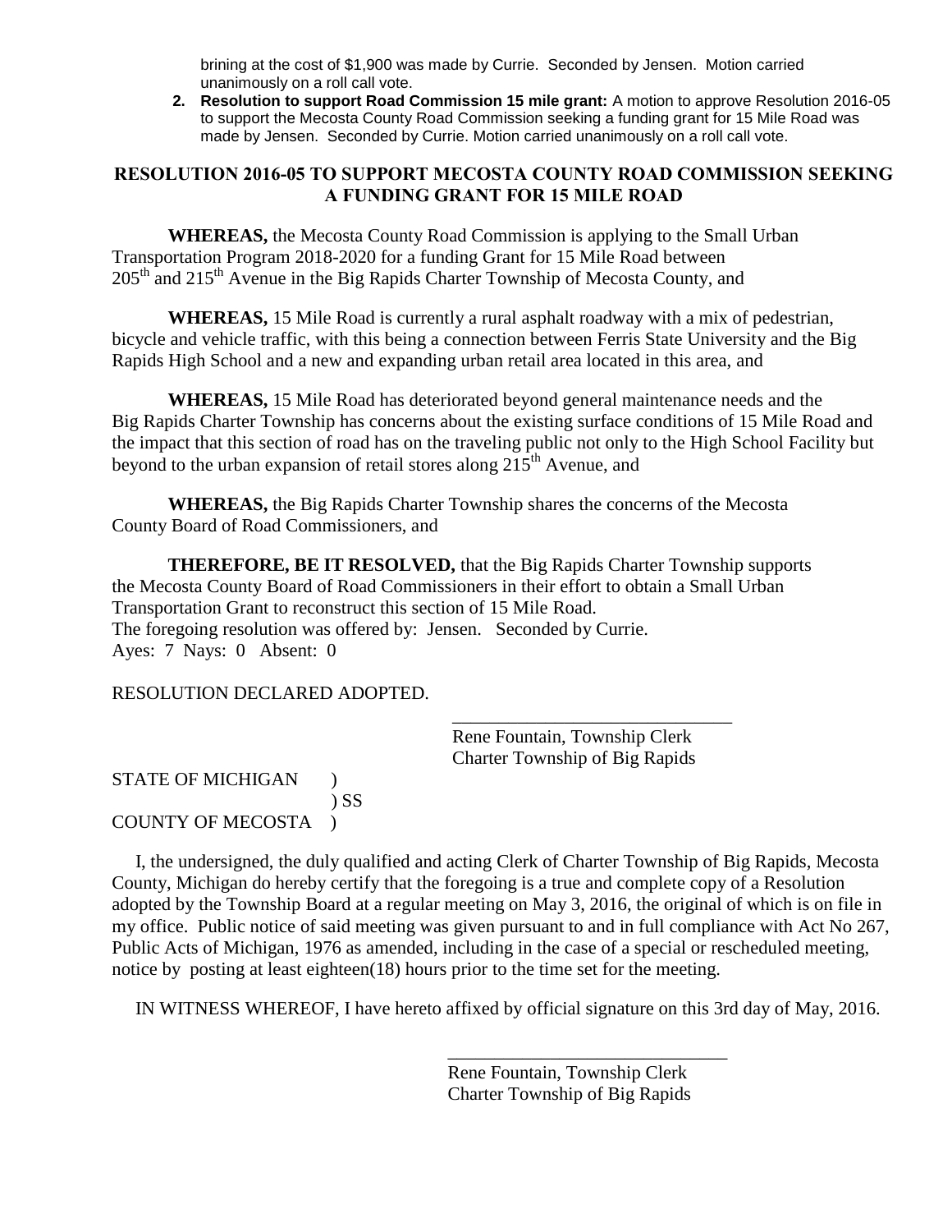brining at the cost of $1,900 was made by Currie. Seconded by Jensen. Motion carried unanimously on a roll call vote.

2. **Resolution to support Road Commission 15 mile grant:** A motion to approve Resolution 2016-05 to support the Mecosta County Road Commission seeking a funding grant for 15 Mile Road was made by Jensen. Seconded by Currie. Motion carried unanimously on a roll call vote.

## RESOLUTION 2016-05 TO SUPPORT MECOSTA COUNTY ROAD COMMISSION SEEKING A FUNDING GRANT FOR 15 MILE ROAD

**WHEREAS,** the Mecosta County Road Commission is applying to the Small Urban Transportation Program 2018-2020 for a funding Grant for 15 Mile Road between 205th and 215th Avenue in the Big Rapids Charter Township of Mecosta County, and

**WHEREAS,** 15 Mile Road is currently a rural asphalt roadway with a mix of pedestrian, bicycle and vehicle traffic, with this being a connection between Ferris State University and the Big Rapids High School and a new and expanding urban retail area located in this area, and

**WHEREAS,** 15 Mile Road has deteriorated beyond general maintenance needs and the Big Rapids Charter Township has concerns about the existing surface conditions of 15 Mile Road and the impact that this section of road has on the traveling public not only to the High School Facility but beyond to the urban expansion of retail stores along 215th Avenue, and

**WHEREAS,** the Big Rapids Charter Township shares the concerns of the Mecosta County Board of Road Commissioners, and

**THEREFORE, BE IT RESOLVED,** that the Big Rapids Charter Township supports the Mecosta County Board of Road Commissioners in their effort to obtain a Small Urban Transportation Grant to reconstruct this section of 15 Mile Road.
The foregoing resolution was offered by: Jensen. Seconded by Currie.
Ayes: 7 Nays: 0 Absent: 0

RESOLUTION DECLARED ADOPTED.

______________________________
Rene Fountain, Township Clerk
Charter Township of Big Rapids

STATE OF MICHIGAN )
) SS
COUNTY OF MECOSTA )

I, the undersigned, the duly qualified and acting Clerk of Charter Township of Big Rapids, Mecosta County, Michigan do hereby certify that the foregoing is a true and complete copy of a Resolution adopted by the Township Board at a regular meeting on May 3, 2016, the original of which is on file in my office. Public notice of said meeting was given pursuant to and in full compliance with Act No 267, Public Acts of Michigan, 1976 as amended, including in the case of a special or rescheduled meeting, notice by posting at least eighteen(18) hours prior to the time set for the meeting.

IN WITNESS WHEREOF, I have hereto affixed by official signature on this 3rd day of May, 2016.

______________________________
Rene Fountain, Township Clerk
Charter Township of Big Rapids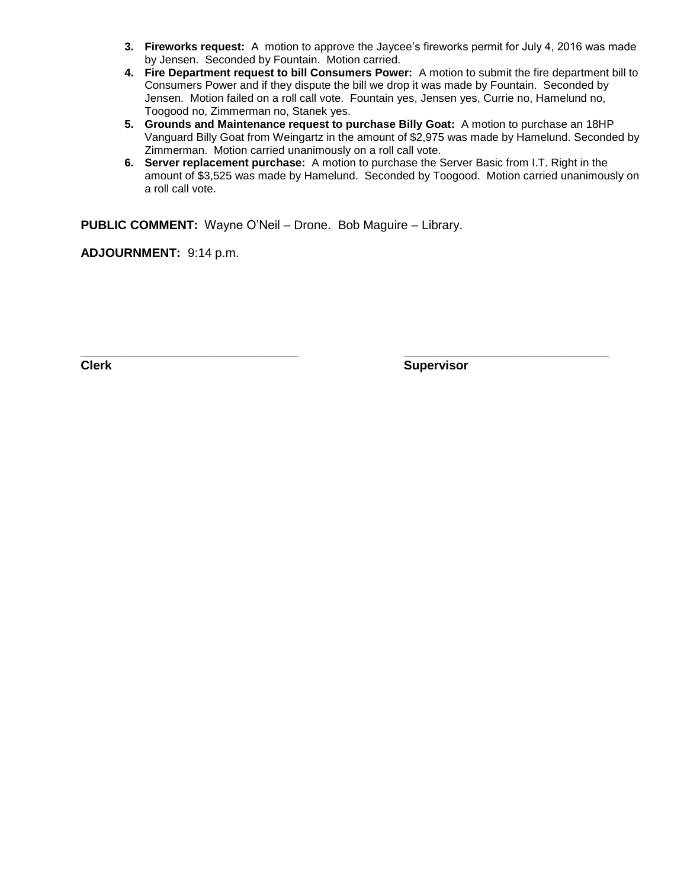3. **Fireworks request:** A motion to approve the Jaycee's fireworks permit for July 4, 2016 was made by Jensen. Seconded by Fountain. Motion carried.
4. **Fire Department request to bill Consumers Power:** A motion to submit the fire department bill to Consumers Power and if they dispute the bill we drop it was made by Fountain. Seconded by Jensen. Motion failed on a roll call vote. Fountain yes, Jensen yes, Currie no, Hamelund no, Toogood no, Zimmerman no, Stanek yes.
5. **Grounds and Maintenance request to purchase Billy Goat:** A motion to purchase an 18HP Vanguard Billy Goat from Weingartz in the amount of $2,975 was made by Hamelund. Seconded by Zimmerman. Motion carried unanimously on a roll call vote.
6. **Server replacement purchase:** A motion to purchase the Server Basic from I.T. Right in the amount of $3,525 was made by Hamelund. Seconded by Toogood. Motion carried unanimously on a roll call vote.

**PUBLIC COMMENT:** Wayne O'Neil – Drone. Bob Maguire – Library.

**ADJOURNMENT:** 9:14 p.m.

\_\_\_\_\_\_\_\_\_\_\_\_\_\_\_\_\_\_\_\_\_\_\_\_\_\_\_\_\_\_\_\_\_\_
**Clerk**

\_\_\_\_\_\_\_\_\_\_\_\_\_\_\_\_\_\_\_\_\_\_\_\_\_\_\_\_\_\_\_\_\_\_
**Supervisor**